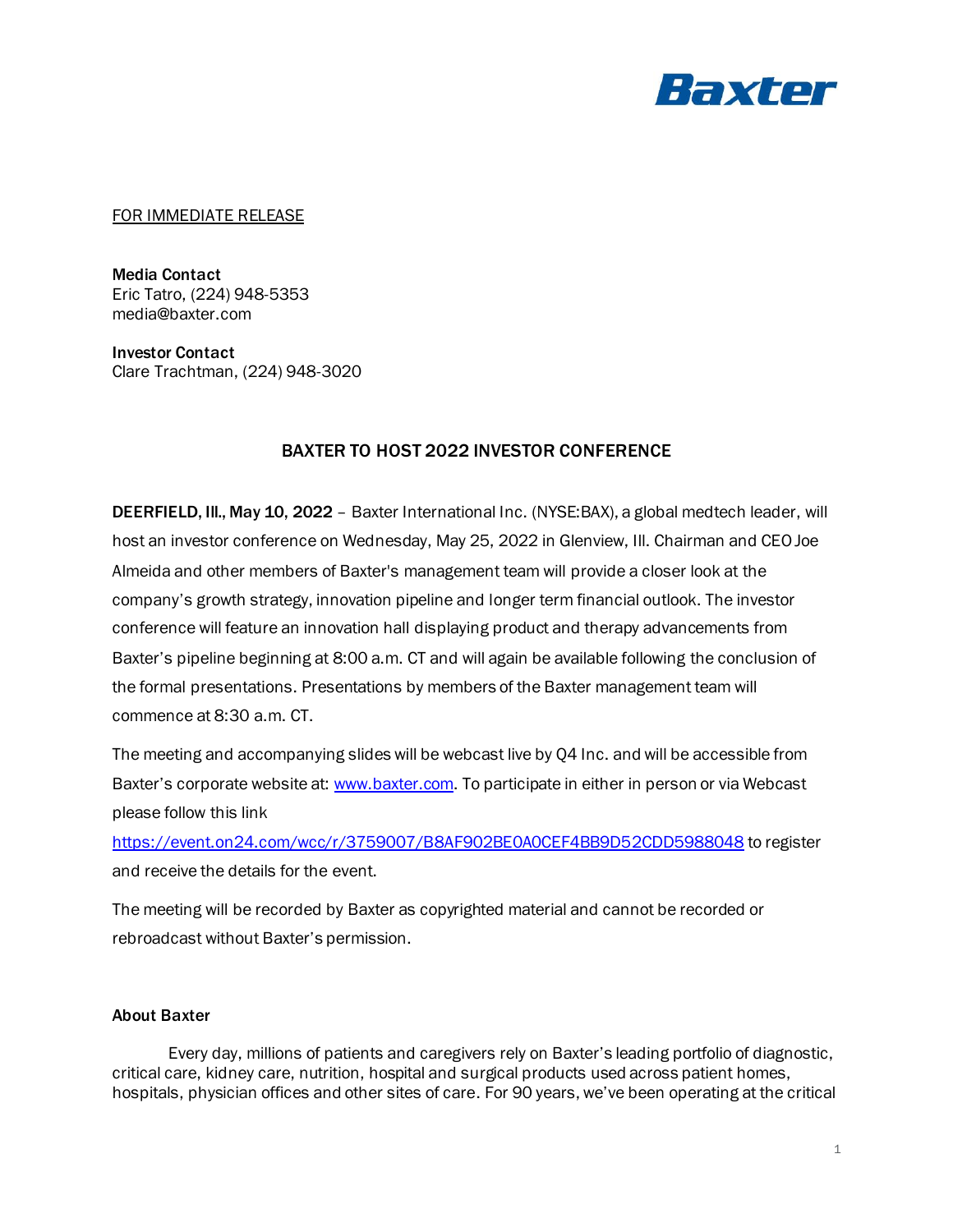FOR IMMEDIATE RELEASE

**Media Contact**
Eric Tatro, (224) 948-5353
media@baxter.com

**Investor Contact**
Clare Trachtman, (224) 948-3020

## BAXTER TO HOST 2022 INVESTOR CONFERENCE

**DEERFIELD, Ill., May 10, 2022** – Baxter International Inc. (NYSE:BAX), a global medtech leader, will host an investor conference on Wednesday, May 25, 2022 in Glenview, Ill. Chairman and CEO Joe Almeida and other members of Baxter's management team will provide a closer look at the company's growth strategy, innovation pipeline and longer term financial outlook. The investor conference will feature an innovation hall displaying product and therapy advancements from Baxter's pipeline beginning at 8:00 a.m. CT and will again be available following the conclusion of the formal presentations. Presentations by members of the Baxter management team will commence at 8:30 a.m. CT.

The meeting and accompanying slides will be webcast live by Q4 Inc. and will be accessible from Baxter's corporate website at: [www.baxter.com](www.baxter.com). To participate in either in person or via Webcast please follow this link [https://event.on24.com/wcc/r/3759007/B8AF902BE0A0CEF4BB9D52CDD5988048](https://event.on24.com/wcc/r/3759007/B8AF902BE0A0CEF4BB9D52CDD5988048) to register and receive the details for the event.

The meeting will be recorded by Baxter as copyrighted material and cannot be recorded or rebroadcast without Baxter's permission.

### About Baxter

Every day, millions of patients and caregivers rely on Baxter's leading portfolio of diagnostic, critical care, kidney care, nutrition, hospital and surgical products used across patient homes, hospitals, physician offices and other sites of care. For 90 years, we've been operating at the critical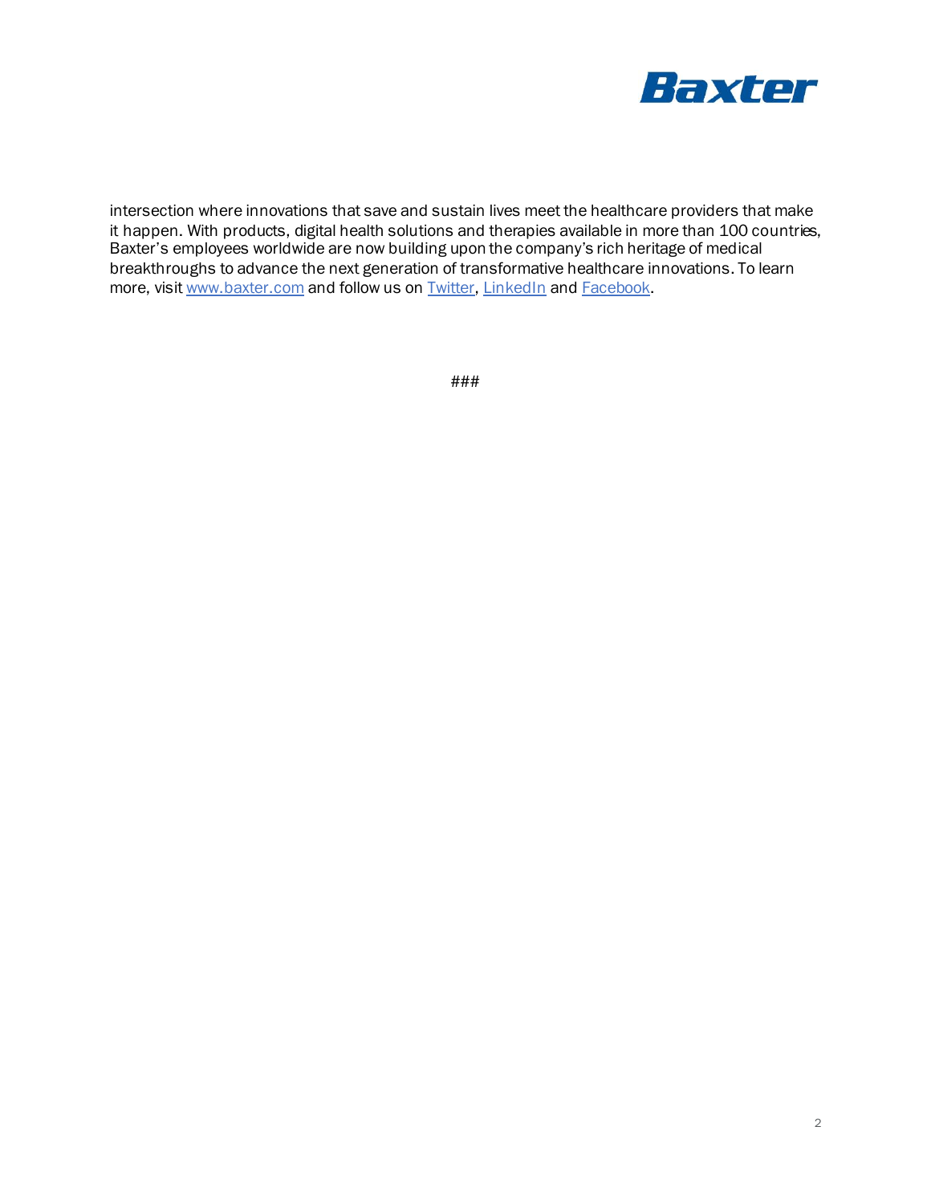intersection where innovations that save and sustain lives meet the healthcare providers that make it happen. With products, digital health solutions and therapies available in more than 100 countries, Baxter's employees worldwide are now building upon the company's rich heritage of medical breakthroughs to advance the next generation of transformative healthcare innovations. To learn more, visit [www.baxter.com](http://www.baxter.com) and follow us on Twitter, LinkedIn and Facebook.

###